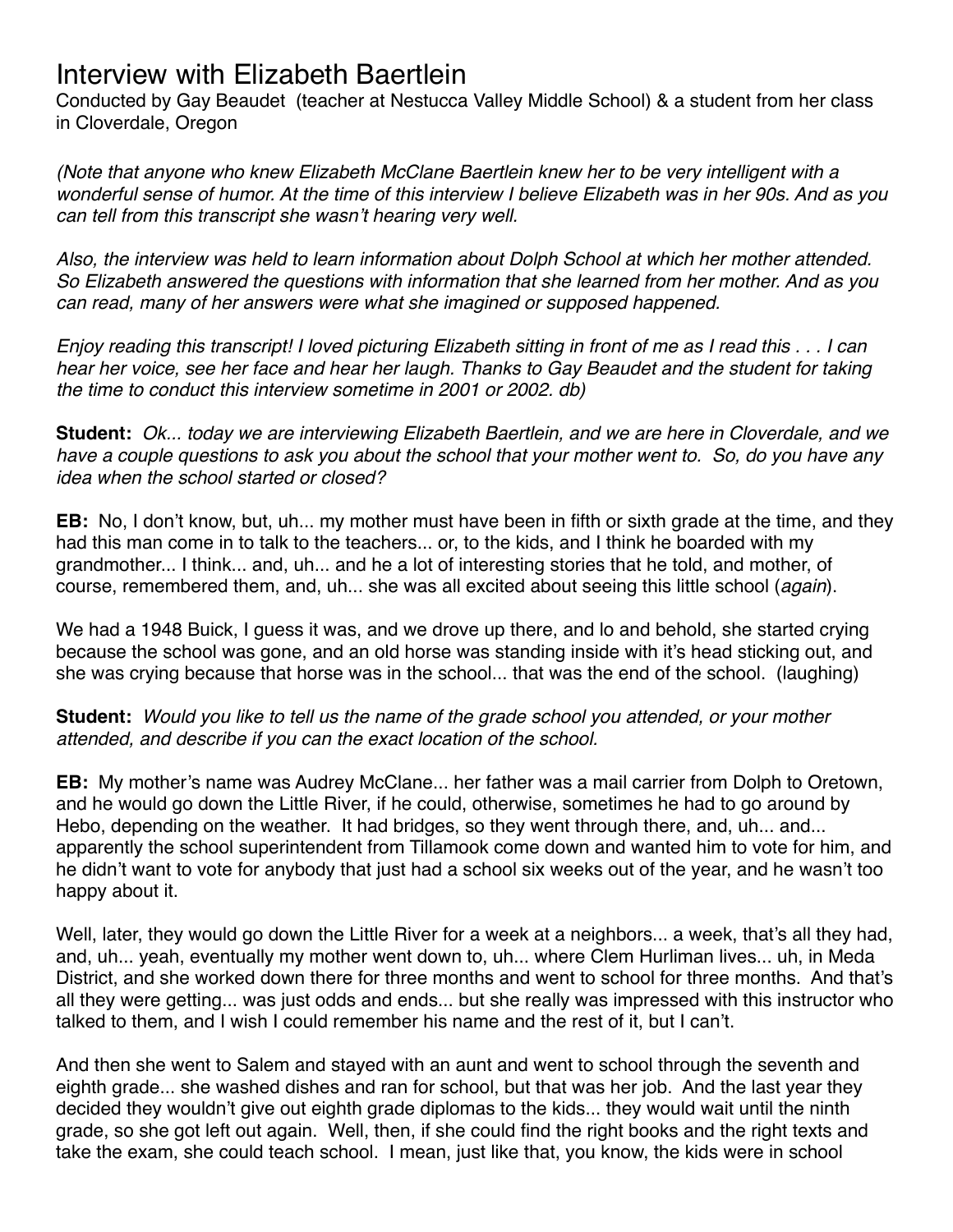# Interview with Elizabeth Baertlein

Conducted by Gay Beaudet (teacher at Nestucca Valley Middle School) & a student from her class in Cloverdale, Oregon

*(Note that anyone who knew Elizabeth McClane Baertlein knew her to be very intelligent with a wonderful sense of humor. At the time of this interview I believe Elizabeth was in her 90s. And as you can tell from this transcript she wasn't hearing very well.*

*Also, the interview was held to learn information about Dolph School at which her mother attended. So Elizabeth answered the questions with information that she learned from her mother. And as you can read, many of her answers were what she imagined or supposed happened.*

*Enjoy reading this transcript! I loved picturing Elizabeth sitting in front of me as I read this . . . I can hear her voice, see her face and hear her laugh. Thanks to Gay Beaudet and the student for taking the time to conduct this interview sometime in 2001 or 2002. db)*

**Student:** *Ok... today we are interviewing Elizabeth Baertlein, and we are here in Cloverdale, and we have a couple questions to ask you about the school that your mother went to. So, do you have any idea when the school started or closed?*

**EB:** No, I don't know, but, uh... my mother must have been in fifth or sixth grade at the time, and they had this man come in to talk to the teachers... or, to the kids, and I think he boarded with my grandmother... I think... and, uh... and he a lot of interesting stories that he told, and mother, of course, remembered them, and, uh... she was all excited about seeing this little school (*again*).

We had a 1948 Buick, I guess it was, and we drove up there, and lo and behold, she started crying because the school was gone, and an old horse was standing inside with it's head sticking out, and she was crying because that horse was in the school... that was the end of the school. (laughing)

**Student:** *Would you like to tell us the name of the grade school you attended, or your mother attended, and describe if you can the exact location of the school.*

**EB:** My mother's name was Audrey McClane... her father was a mail carrier from Dolph to Oretown, and he would go down the Little River, if he could, otherwise, sometimes he had to go around by Hebo, depending on the weather. It had bridges, so they went through there, and, uh... and... apparently the school superintendent from Tillamook come down and wanted him to vote for him, and he didn't want to vote for anybody that just had a school six weeks out of the year, and he wasn't too happy about it.

Well, later, they would go down the Little River for a week at a neighbors... a week, that's all they had, and, uh... yeah, eventually my mother went down to, uh... where Clem Hurliman lives... uh, in Meda District, and she worked down there for three months and went to school for three months. And that's all they were getting... was just odds and ends... but she really was impressed with this instructor who talked to them, and I wish I could remember his name and the rest of it, but I can't.

And then she went to Salem and stayed with an aunt and went to school through the seventh and eighth grade... she washed dishes and ran for school, but that was her job. And the last year they decided they wouldn't give out eighth grade diplomas to the kids... they would wait until the ninth grade, so she got left out again. Well, then, if she could find the right books and the right texts and take the exam, she could teach school. I mean, just like that, you know, the kids were in school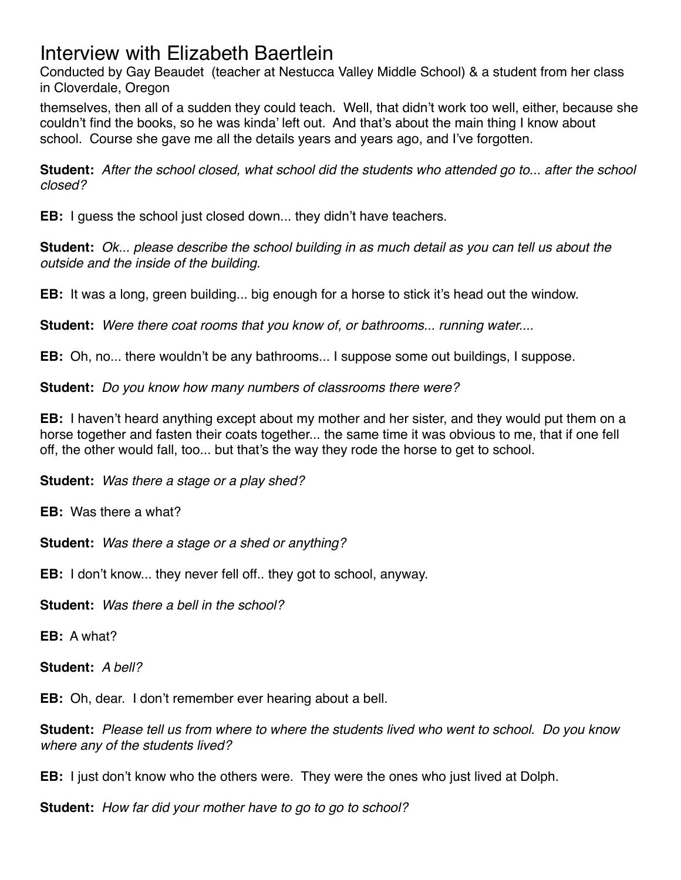themselves, then all of a sudden they could teach. Well, that didn't work too well, either, because she couldn't find the books, so he was kinda' left out. And that's about the main thing I know about school. Course she gave me all the details years and years ago, and I've forgotten.

**Student:** *After the school closed, what school did the students who attended go to... after the school closed?*

**EB:** I guess the school just closed down... they didn't have teachers.

**Student:** *Ok... please describe the school building in as much detail as you can tell us about the outside and the inside of the building.*

**EB:** It was a long, green building... big enough for a horse to stick it's head out the window.

**Student:** *Were there coat rooms that you know of, or bathrooms... running water....*

**EB:** Oh, no... there wouldn't be any bathrooms... I suppose some out buildings, I suppose.

**Student:** *Do you know how many numbers of classrooms there were?*

**EB:** I haven't heard anything except about my mother and her sister, and they would put them on a horse together and fasten their coats together... the same time it was obvious to me, that if one fell off, the other would fall, too... but that's the way they rode the horse to get to school.

**Student:** *Was there a stage or a play shed?*

**EB:** Was there a what?

**Student:** *Was there a stage or a shed or anything?*

**EB:** I don't know... they never fell off.. they got to school, anyway.

**Student:** *Was there a bell in the school?*

**EB:** A what?

**Student:** *A bell?*

**EB:** Oh, dear. I don't remember ever hearing about a bell.

**Student:** *Please tell us from where to where the students lived who went to school. Do you know where any of the students lived?*

**EB:** I just don't know who the others were. They were the ones who just lived at Dolph.

**Student:** *How far did your mother have to go to go to school?*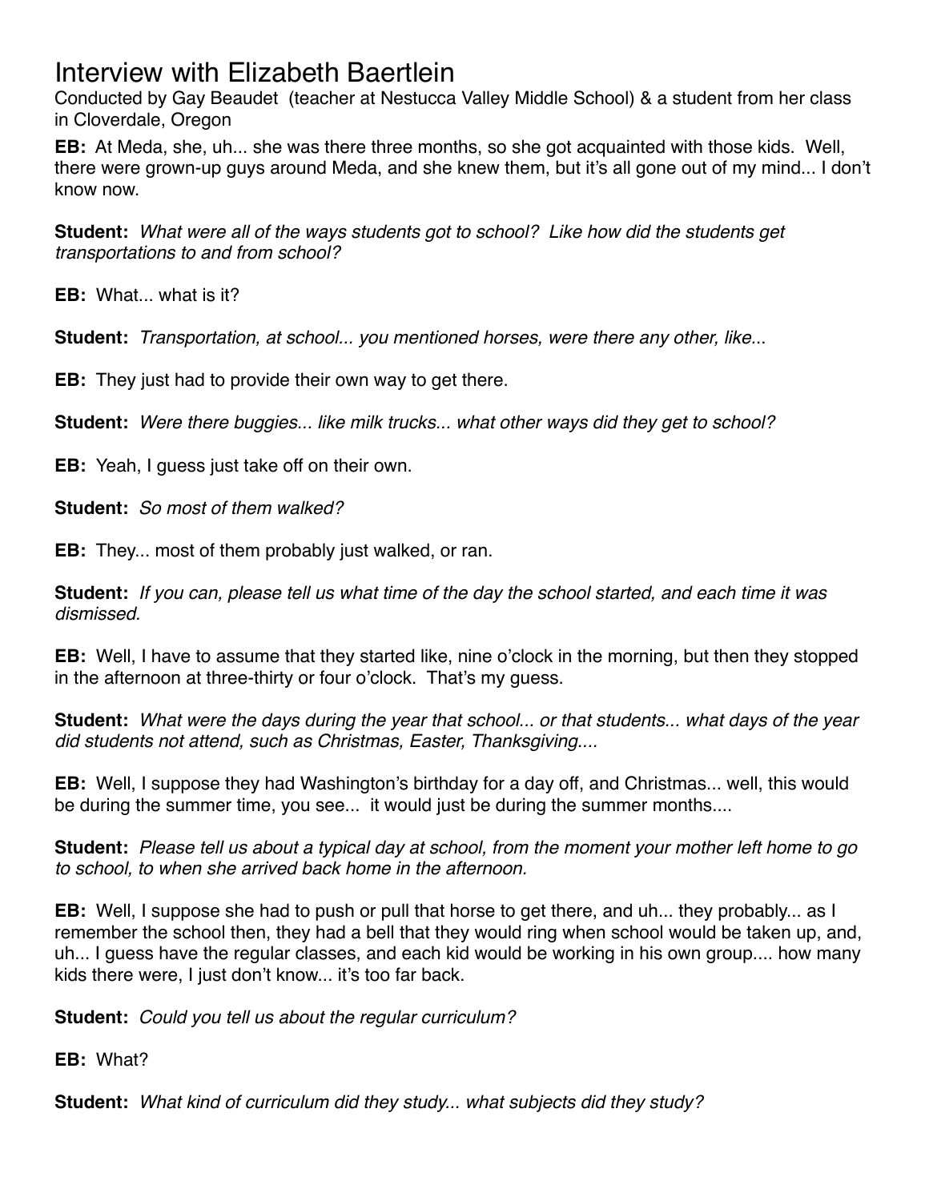# Interview with Elizabeth Baertlein

Conducted by Gay Beaudet (teacher at Nestucca Valley Middle School) & a student from her class in Cloverdale, Oregon

**EB:** At Meda, she, uh... she was there three months, so she got acquainted with those kids. Well, there were grown-up guys around Meda, and she knew them, but it's all gone out of my mind... I don't know now.

**Student:** *What were all of the ways students got to school? Like how did the students get transportations to and from school?*

**EB:** What... what is it?

**Student:** *Transportation, at school... you mentioned horses, were there any other, like...*

**EB:** They just had to provide their own way to get there.

**Student:** *Were there buggies... like milk trucks... what other ways did they get to school?*

**EB:** Yeah, I guess just take off on their own.

**Student:** *So most of them walked?*

**EB:** They... most of them probably just walked, or ran.

**Student:** *If you can, please tell us what time of the day the school started, and each time it was dismissed.*

**EB:** Well, I have to assume that they started like, nine o'clock in the morning, but then they stopped in the afternoon at three-thirty or four o'clock. That's my guess.

**Student:** *What were the days during the year that school... or that students... what days of the year did students not attend, such as Christmas, Easter, Thanksgiving....*

**EB:** Well, I suppose they had Washington's birthday for a day off, and Christmas... well, this would be during the summer time, you see... it would just be during the summer months....

**Student:** *Please tell us about a typical day at school, from the moment your mother left home to go to school, to when she arrived back home in the afternoon.*

**EB:** Well, I suppose she had to push or pull that horse to get there, and uh... they probably... as I remember the school then, they had a bell that they would ring when school would be taken up, and, uh... I guess have the regular classes, and each kid would be working in his own group.... how many kids there were, I just don't know... it's too far back.

**Student:** *Could you tell us about the regular curriculum?*

**EB:** What?

**Student:** *What kind of curriculum did they study... what subjects did they study?*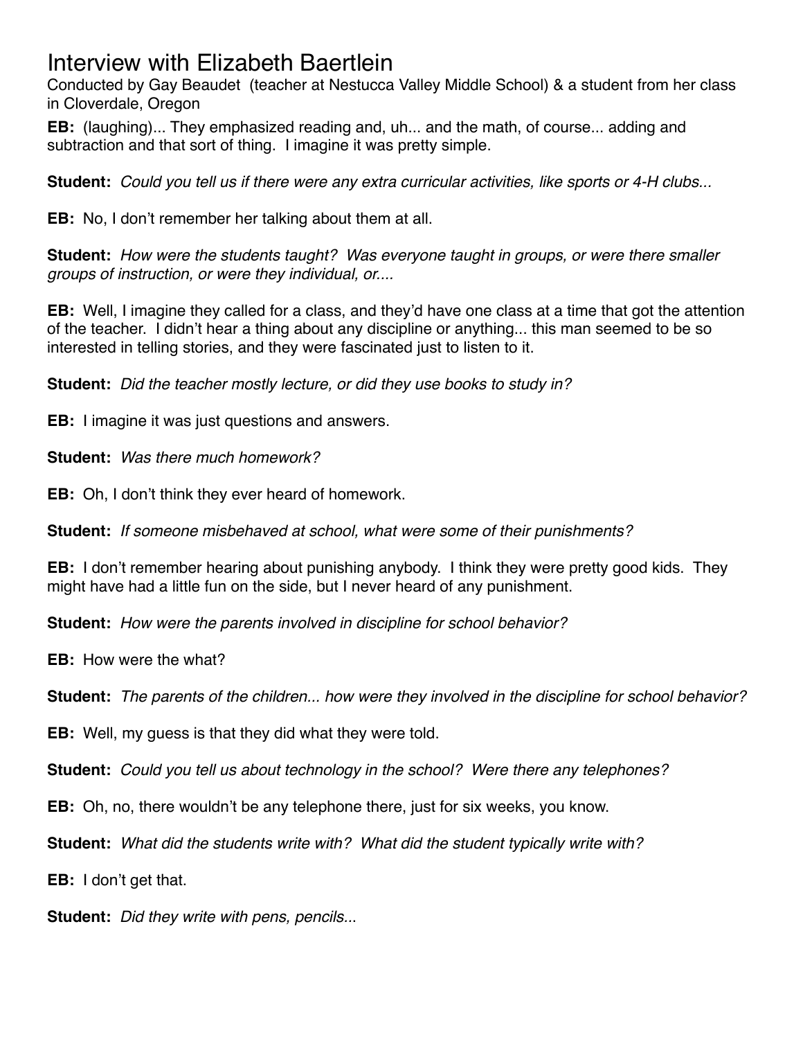# Interview with Elizabeth Baertlein

Conducted by Gay Beaudet (teacher at Nestucca Valley Middle School) & a student from her class in Cloverdale, Oregon

**EB:** (laughing)... They emphasized reading and, uh... and the math, of course... adding and subtraction and that sort of thing. I imagine it was pretty simple.

**Student:** *Could you tell us if there were any extra curricular activities, like sports or 4-H clubs...*

**EB:** No, I don't remember her talking about them at all.

**Student:** *How were the students taught? Was everyone taught in groups, or were there smaller groups of instruction, or were they individual, or....*

**EB:** Well, I imagine they called for a class, and they'd have one class at a time that got the attention of the teacher. I didn't hear a thing about any discipline or anything... this man seemed to be so interested in telling stories, and they were fascinated just to listen to it.

**Student:** *Did the teacher mostly lecture, or did they use books to study in?*

**EB:** I imagine it was just questions and answers.

**Student:** *Was there much homework?*

**EB:** Oh, I don't think they ever heard of homework.

**Student:** *If someone misbehaved at school, what were some of their punishments?*

**EB:** I don't remember hearing about punishing anybody. I think they were pretty good kids. They might have had a little fun on the side, but I never heard of any punishment.

**Student:** *How were the parents involved in discipline for school behavior?*

**EB:** How were the what?

**Student:** *The parents of the children... how were they involved in the discipline for school behavior?*

**EB:** Well, my guess is that they did what they were told.

**Student:** *Could you tell us about technology in the school? Were there any telephones?*

**EB:** Oh, no, there wouldn't be any telephone there, just for six weeks, you know.

**Student:** *What did the students write with? What did the student typically write with?*

**EB:** I don't get that.

**Student:** *Did they write with pens, pencils...*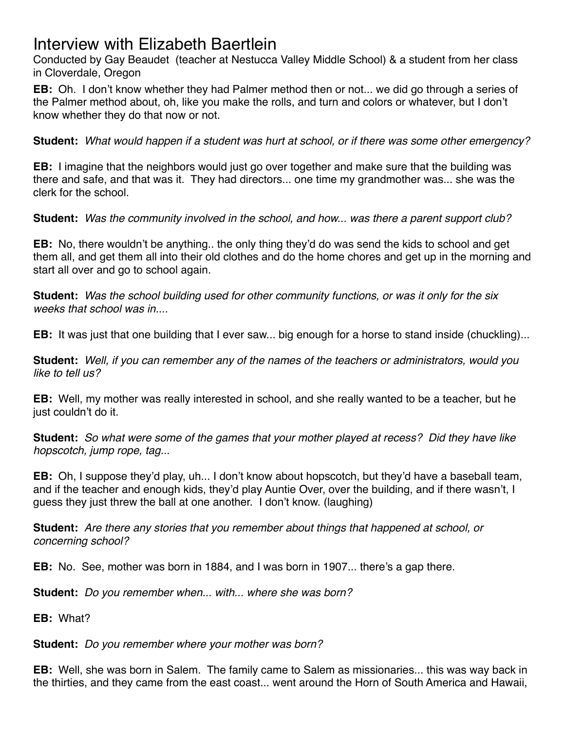# Interview with Elizabeth Baertlein

Conducted by Gay Beaudet (teacher at Nestucca Valley Middle School) & a student from her class in Cloverdale, Oregon

**EB:** Oh. I don't know whether they had Palmer method then or not... we did go through a series of the Palmer method about, oh, like you make the rolls, and turn and colors or whatever, but I don't know whether they do that now or not.

**Student:** *What would happen if a student was hurt at school, or if there was some other emergency?*

**EB:** I imagine that the neighbors would just go over together and make sure that the building was there and safe, and that was it. They had directors... one time my grandmother was... she was the clerk for the school.

**Student:** *Was the community involved in the school, and how... was there a parent support club?*

**EB:** No, there wouldn't be anything.. the only thing they'd do was send the kids to school and get them all, and get them all into their old clothes and do the home chores and get up in the morning and start all over and go to school again.

**Student:** *Was the school building used for other community functions, or was it only for the six weeks that school was in....*

**EB:** It was just that one building that I ever saw... big enough for a horse to stand inside (chuckling)...

**Student:** *Well, if you can remember any of the names of the teachers or administrators, would you like to tell us?*

**EB:** Well, my mother was really interested in school, and she really wanted to be a teacher, but he just couldn't do it.

**Student:** *So what were some of the games that your mother played at recess? Did they have like hopscotch, jump rope, tag...*

**EB:** Oh, I suppose they'd play, uh... I don't know about hopscotch, but they'd have a baseball team, and if the teacher and enough kids, they'd play Auntie Over, over the building, and if there wasn't, I guess they just threw the ball at one another. I don't know. (laughing)

**Student:** *Are there any stories that you remember about things that happened at school, or concerning school?*

**EB:** No. See, mother was born in 1884, and I was born in 1907... there's a gap there.

**Student:** *Do you remember when... with... where she was born?*

**EB:** What?

**Student:** *Do you remember where your mother was born?*

**EB:** Well, she was born in Salem. The family came to Salem as missionaries... this was way back in the thirties, and they came from the east coast... went around the Horn of South America and Hawaii,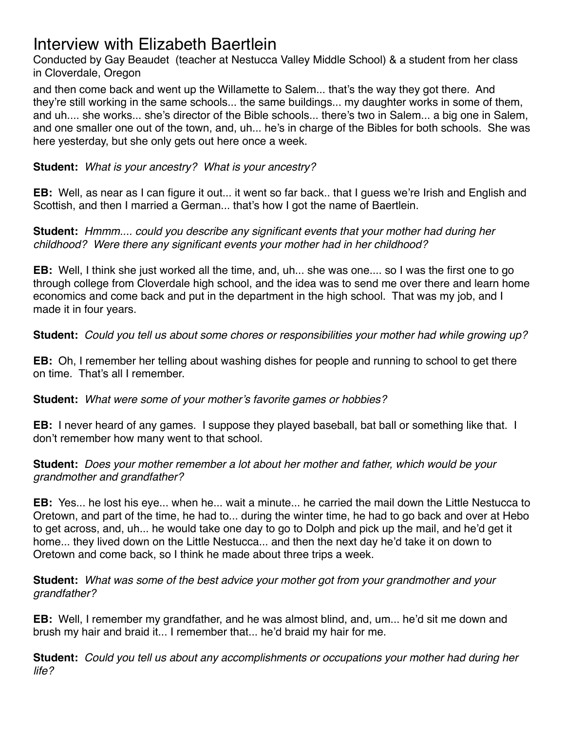and then come back and went up the Willamette to Salem... that's the way they got there. And they're still working in the same schools... the same buildings... my daughter works in some of them, and uh.... she works... she's director of the Bible schools... there's two in Salem... a big one in Salem, and one smaller one out of the town, and, uh... he's in charge of the Bibles for both schools. She was here yesterday, but she only gets out here once a week.

**Student:** *What is your ancestry? What is your ancestry?*

**EB:** Well, as near as I can figure it out... it went so far back.. that I guess we're Irish and English and Scottish, and then I married a German... that's how I got the name of Baertlein.

**Student:** *Hmmm.... could you describe any significant events that your mother had during her childhood? Were there any significant events your mother had in her childhood?*

**EB:** Well, I think she just worked all the time, and, uh... she was one.... so I was the first one to go through college from Cloverdale high school, and the idea was to send me over there and learn home economics and come back and put in the department in the high school. That was my job, and I made it in four years.

**Student:** *Could you tell us about some chores or responsibilities your mother had while growing up?*

**EB:** Oh, I remember her telling about washing dishes for people and running to school to get there on time. That's all I remember.

**Student:** *What were some of your mother's favorite games or hobbies?*

**EB:** I never heard of any games. I suppose they played baseball, bat ball or something like that. I don't remember how many went to that school.

**Student:** *Does your mother remember a lot about her mother and father, which would be your grandmother and grandfather?*

**EB:** Yes... he lost his eye... when he... wait a minute... he carried the mail down the Little Nestucca to Oretown, and part of the time, he had to... during the winter time, he had to go back and over at Hebo to get across, and, uh... he would take one day to go to Dolph and pick up the mail, and he'd get it home... they lived down on the Little Nestucca... and then the next day he'd take it on down to Oretown and come back, so I think he made about three trips a week.

**Student:** *What was some of the best advice your mother got from your grandmother and your grandfather?*

**EB:** Well, I remember my grandfather, and he was almost blind, and, um... he'd sit me down and brush my hair and braid it... I remember that... he'd braid my hair for me.

**Student:** *Could you tell us about any accomplishments or occupations your mother had during her life?*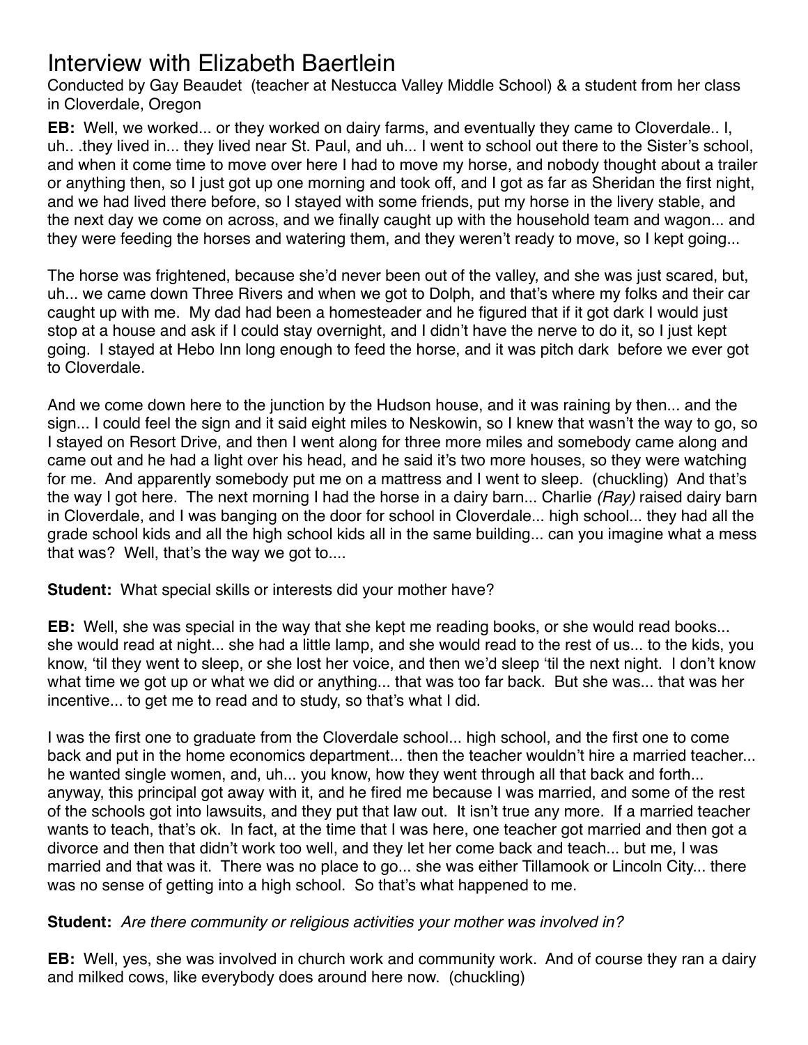# Interview with Elizabeth Baertlein

Conducted by Gay Beaudet (teacher at Nestucca Valley Middle School) & a student from her class in Cloverdale, Oregon

**EB:** Well, we worked... or they worked on dairy farms, and eventually they came to Cloverdale.. I, uh.. .they lived in... they lived near St. Paul, and uh... I went to school out there to the Sister's school, and when it come time to move over here I had to move my horse, and nobody thought about a trailer or anything then, so I just got up one morning and took off, and I got as far as Sheridan the first night, and we had lived there before, so I stayed with some friends, put my horse in the livery stable, and the next day we come on across, and we finally caught up with the household team and wagon... and they were feeding the horses and watering them, and they weren't ready to move, so I kept going...

The horse was frightened, because she'd never been out of the valley, and she was just scared, but, uh... we came down Three Rivers and when we got to Dolph, and that's where my folks and their car caught up with me. My dad had been a homesteader and he figured that if it got dark I would just stop at a house and ask if I could stay overnight, and I didn't have the nerve to do it, so I just kept going. I stayed at Hebo Inn long enough to feed the horse, and it was pitch dark before we ever got to Cloverdale.

And we come down here to the junction by the Hudson house, and it was raining by then... and the sign... I could feel the sign and it said eight miles to Neskowin, so I knew that wasn't the way to go, so I stayed on Resort Drive, and then I went along for three more miles and somebody came along and came out and he had a light over his head, and he said it's two more houses, so they were watching for me. And apparently somebody put me on a mattress and I went to sleep. (chuckling) And that's the way I got here. The next morning I had the horse in a dairy barn... Charlie *(Ray)* raised dairy barn in Cloverdale, and I was banging on the door for school in Cloverdale... high school... they had all the grade school kids and all the high school kids all in the same building... can you imagine what a mess that was? Well, that's the way we got to....

**Student:** What special skills or interests did your mother have?

**EB:** Well, she was special in the way that she kept me reading books, or she would read books... she would read at night... she had a little lamp, and she would read to the rest of us... to the kids, you know, 'til they went to sleep, or she lost her voice, and then we'd sleep 'til the next night. I don't know what time we got up or what we did or anything... that was too far back. But she was... that was her incentive... to get me to read and to study, so that's what I did.

I was the first one to graduate from the Cloverdale school... high school, and the first one to come back and put in the home economics department... then the teacher wouldn't hire a married teacher... he wanted single women, and, uh... you know, how they went through all that back and forth... anyway, this principal got away with it, and he fired me because I was married, and some of the rest of the schools got into lawsuits, and they put that law out. It isn't true any more. If a married teacher wants to teach, that's ok. In fact, at the time that I was here, one teacher got married and then got a divorce and then that didn't work too well, and they let her come back and teach... but me, I was married and that was it. There was no place to go... she was either Tillamook or Lincoln City... there was no sense of getting into a high school. So that's what happened to me.

**Student:** *Are there community or religious activities your mother was involved in?*

**EB:** Well, yes, she was involved in church work and community work. And of course they ran a dairy and milked cows, like everybody does around here now. (chuckling)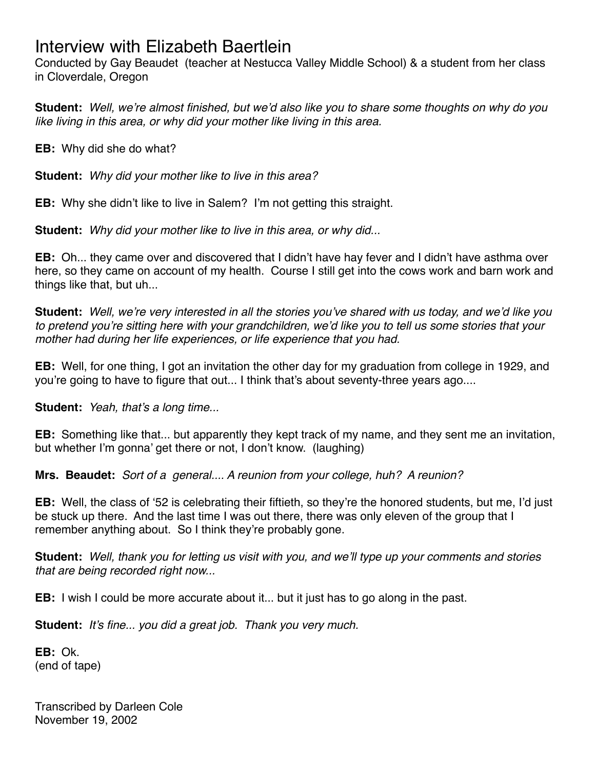# Interview with Elizabeth Baertlein

Conducted by Gay Beaudet (teacher at Nestucca Valley Middle School) & a student from her class in Cloverdale, Oregon

**Student:** *Well, we're almost finished, but we'd also like you to share some thoughts on why do you like living in this area, or why did your mother like living in this area.*

**EB:** Why did she do what?

**Student:** *Why did your mother like to live in this area?*

**EB:** Why she didn't like to live in Salem? I'm not getting this straight.

**Student:** *Why did your mother like to live in this area, or why did...*

**EB:** Oh... they came over and discovered that I didn't have hay fever and I didn't have asthma over here, so they came on account of my health. Course I still get into the cows work and barn work and things like that, but uh...

**Student:** *Well, we're very interested in all the stories you've shared with us today, and we'd like you to pretend you're sitting here with your grandchildren, we'd like you to tell us some stories that your mother had during her life experiences, or life experience that you had.*

**EB:** Well, for one thing, I got an invitation the other day for my graduation from college in 1929, and you're going to have to figure that out... I think that's about seventy-three years ago....

**Student:** *Yeah, that's a long time...*

**EB:** Something like that... but apparently they kept track of my name, and they sent me an invitation, but whether I'm gonna' get there or not, I don't know. (laughing)

**Mrs. Beaudet:** *Sort of a general.... A reunion from your college, huh? A reunion?*

**EB:** Well, the class of '52 is celebrating their fiftieth, so they're the honored students, but me, I'd just be stuck up there. And the last time I was out there, there was only eleven of the group that I remember anything about. So I think they're probably gone.

**Student:** *Well, thank you for letting us visit with you, and we'll type up your comments and stories that are being recorded right now...*

**EB:** I wish I could be more accurate about it... but it just has to go along in the past.

**Student:** *It's fine... you did a great job. Thank you very much.*

**EB:** Ok.
(end of tape)

Transcribed by Darleen Cole
November 19, 2002